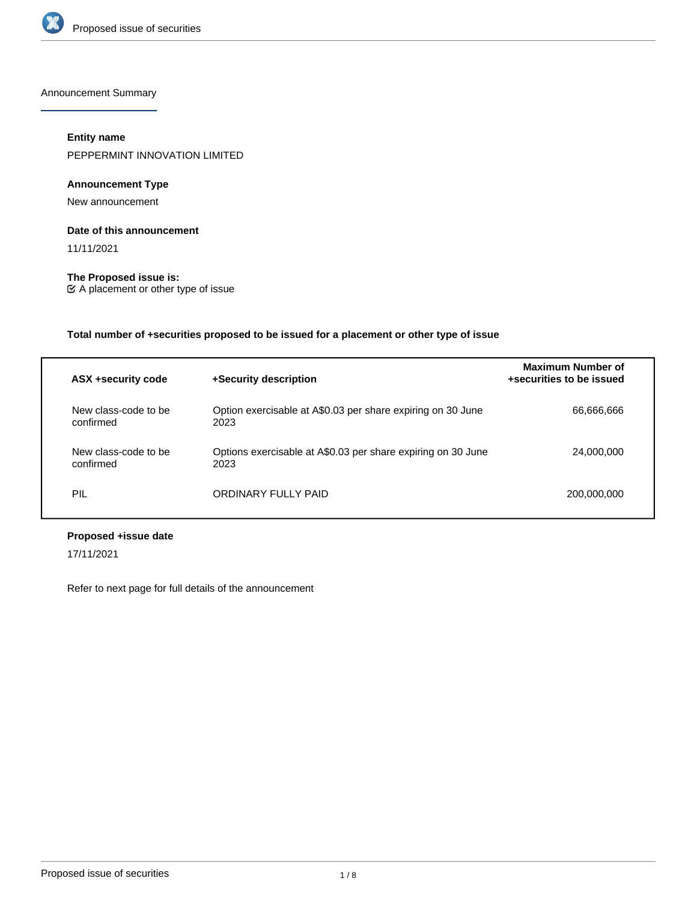## Announcement Summary

**Entity name**

PEPPERMINT INNOVATION LIMITED

**Announcement Type**

New announcement

**Date of this announcement**

11/11/2021

**The Proposed issue is:**

☑ A placement or other type of issue

**Total number of +securities proposed to be issued for a placement or other type of issue**

| ASX +security code | +Security description | Maximum Number of +securities to be issued |
| --- | --- | --- |
| New class-code to be confirmed | Option exercisable at A$0.03 per share expiring on 30 June 2023 | 66,666,666 |
| New class-code to be confirmed | Options exercisable at A$0.03 per share expiring on 30 June 2023 | 24,000,000 |
| PIL | ORDINARY FULLY PAID | 200,000,000 |

**Proposed +issue date**

17/11/2021

Refer to next page for full details of the announcement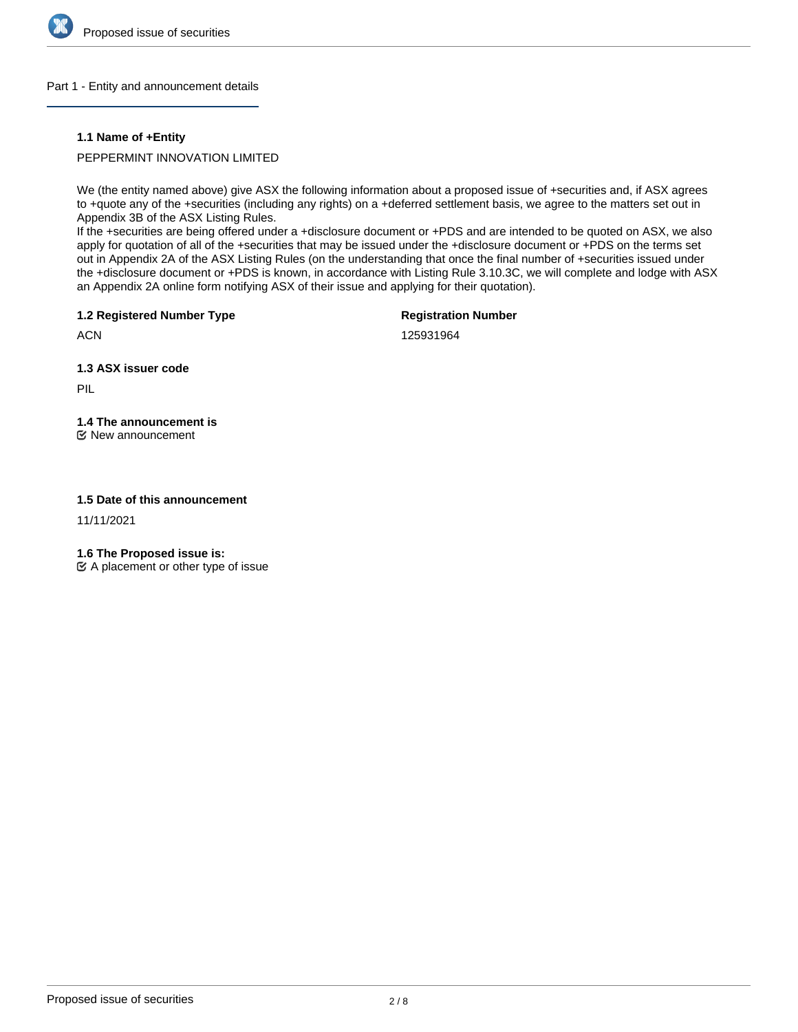## Part 1 - Entity and announcement details

### 1.1 Name of +Entity

PEPPERMINT INNOVATION LIMITED

We (the entity named above) give ASX the following information about a proposed issue of +securities and, if ASX agrees to +quote any of the +securities (including any rights) on a +deferred settlement basis, we agree to the matters set out in Appendix 3B of the ASX Listing Rules.

If the +securities are being offered under a +disclosure document or +PDS and are intended to be quoted on ASX, we also apply for quotation of all of the +securities that may be issued under the +disclosure document or +PDS on the terms set out in Appendix 2A of the ASX Listing Rules (on the understanding that once the final number of +securities issued under the +disclosure document or +PDS is known, in accordance with Listing Rule 3.10.3C, we will complete and lodge with ASX an Appendix 2A online form notifying ASX of their issue and applying for their quotation).

### 1.2 Registered Number Type

ACN

**Registration Number**

125931964

### 1.3 ASX issuer code

PIL

### 1.4 The announcement is

☑ New announcement

### 1.5 Date of this announcement

11/11/2021

### 1.6 The Proposed issue is:

☑ A placement or other type of issue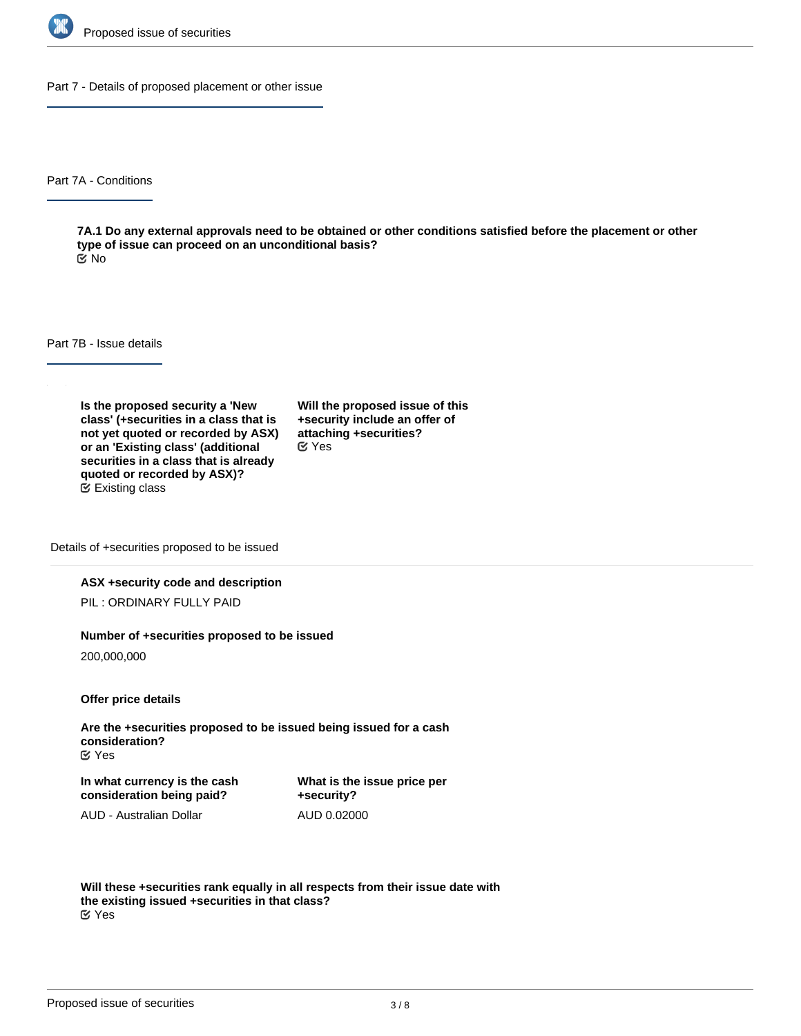## Part 7 - Details of proposed placement or other issue

### Part 7A - Conditions

**7A.1 Do any external approvals need to be obtained or other conditions satisfied before the placement or other type of issue can proceed on an unconditional basis?**

No

### Part 7B - Issue details

**Is the proposed security a 'New class' (+securities in a class that is not yet quoted or recorded by ASX) or an 'Existing class' (additional securities in a class that is already quoted or recorded by ASX)?**

Existing class

**Will the proposed issue of this +security include an offer of attaching +securities?**

Yes

Details of +securities proposed to be issued

**ASX +security code and description**

PIL : ORDINARY FULLY PAID

**Number of +securities proposed to be issued**

200,000,000

**Offer price details**

**Are the +securities proposed to be issued being issued for a cash consideration?**

Yes

**In what currency is the cash consideration being paid?**

AUD - Australian Dollar

**What is the issue price per +security?**

AUD 0.02000

**Will these +securities rank equally in all respects from their issue date with the existing issued +securities in that class?**

Yes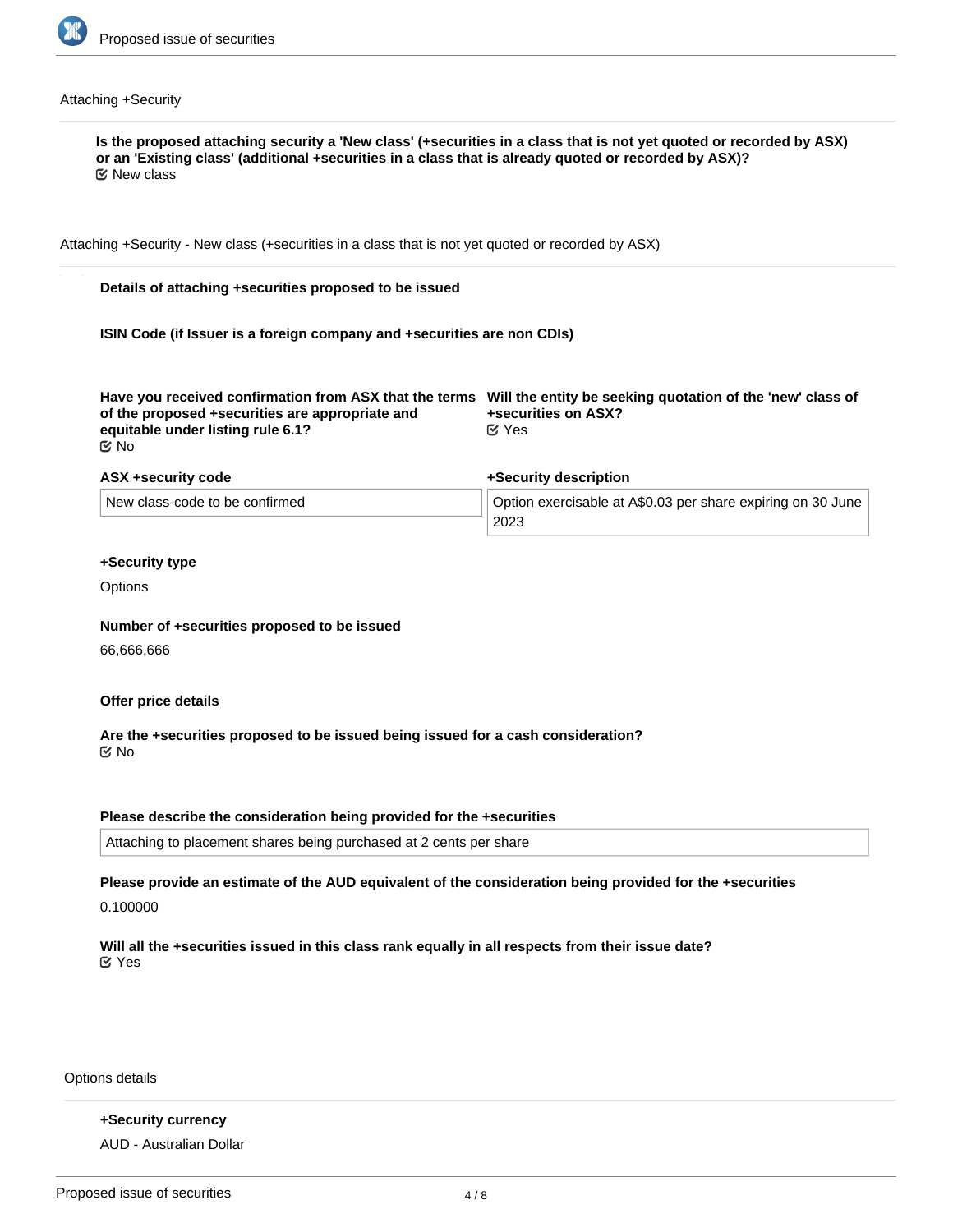## Attaching +Security

**Is the proposed attaching security a 'New class' (+securities in a class that is not yet quoted or recorded by ASX) or an 'Existing class' (additional +securities in a class that is already quoted or recorded by ASX)?**
☑ New class

## Attaching +Security - New class (+securities in a class that is not yet quoted or recorded by ASX)

**Details of attaching +securities proposed to be issued**

**ISIN Code (if Issuer is a foreign company and +securities are non CDIs)**

**Have you received confirmation from ASX that the terms of the proposed +securities are appropriate and equitable under listing rule 6.1?**
☑ No

**Will the entity be seeking quotation of the 'new' class of +securities on ASX?**
☑ Yes

**ASX +security code**

New class-code to be confirmed

**+Security description**

Option exercisable at A$0.03 per share expiring on 30 June 2023

**+Security type**

Options

**Number of +securities proposed to be issued**

66,666,666

**Offer price details**

**Are the +securities proposed to be issued being issued for a cash consideration?**
☑ No

**Please describe the consideration being provided for the +securities**

Attaching to placement shares being purchased at 2 cents per share

**Please provide an estimate of the AUD equivalent of the consideration being provided for the +securities**

0.100000

**Will all the +securities issued in this class rank equally in all respects from their issue date?**
☑ Yes

## Options details

**+Security currency**

AUD - Australian Dollar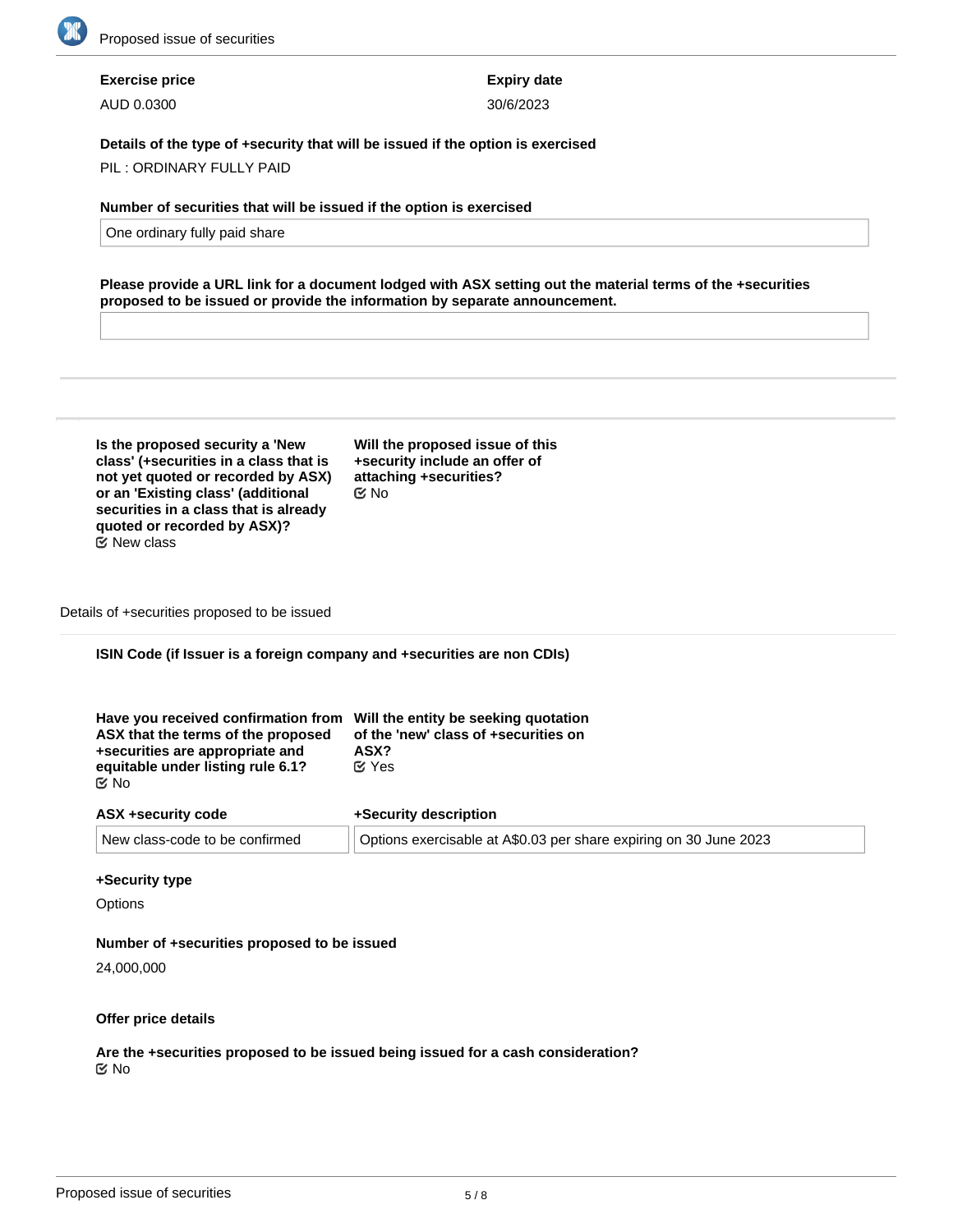**Exercise price**

AUD 0.0300

**Expiry date**

30/6/2023

**Details of the type of +security that will be issued if the option is exercised**

PIL : ORDINARY FULLY PAID

**Number of securities that will be issued if the option is exercised**

One ordinary fully paid share

**Please provide a URL link for a document lodged with ASX setting out the material terms of the +securities proposed to be issued or provide the information by separate announcement.**

---

**Is the proposed security a 'New class' (+securities in a class that is not yet quoted or recorded by ASX) or an 'Existing class' (additional securities in a class that is already quoted or recorded by ASX)?**

☑ New class

**Will the proposed issue of this +security include an offer of attaching +securities?**

☑ No

Details of +securities proposed to be issued

**ISIN Code (if Issuer is a foreign company and +securities are non CDIs)**

**Have you received confirmation from ASX that the terms of the proposed +securities are appropriate and equitable under listing rule 6.1?**

☑ No

**Will the entity be seeking quotation of the 'new' class of +securities on ASX?**

☑ Yes

**ASX +security code**

New class-code to be confirmed

**+Security description**

Options exercisable at A$0.03 per share expiring on 30 June 2023

**+Security type**

Options

**Number of +securities proposed to be issued**

24,000,000

**Offer price details**

**Are the +securities proposed to be issued being issued for a cash consideration?**

☑ No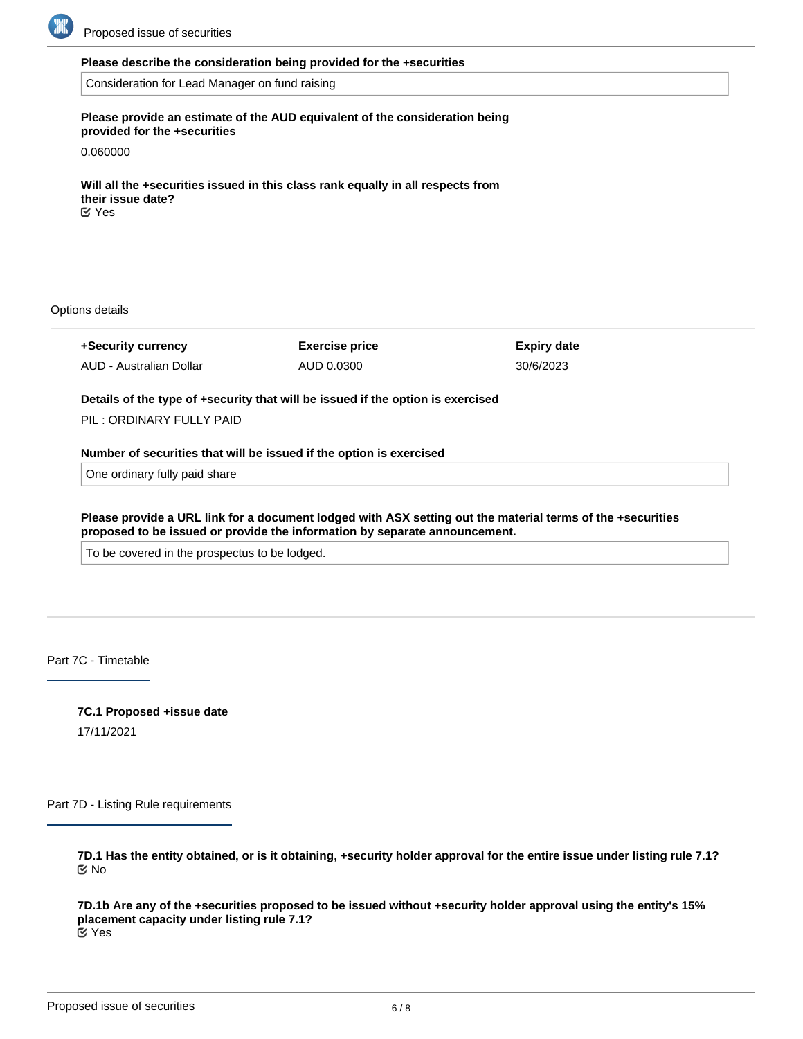**Please describe the consideration being provided for the +securities**

Consideration for Lead Manager on fund raising

**Please provide an estimate of the AUD equivalent of the consideration being provided for the +securities**

0.060000

**Will all the +securities issued in this class rank equally in all respects from their issue date?**

Yes

Options details

| +Security currency | Exercise price | Expiry date |
| --- | --- | --- |
| AUD - Australian Dollar | AUD 0.0300 | 30/6/2023 |

**Details of the type of +security that will be issued if the option is exercised**

PIL : ORDINARY FULLY PAID

**Number of securities that will be issued if the option is exercised**

One ordinary fully paid share

**Please provide a URL link for a document lodged with ASX setting out the material terms of the +securities proposed to be issued or provide the information by separate announcement.**

To be covered in the prospectus to be lodged.

## Part 7C - Timetable

**7C.1 Proposed +issue date**

17/11/2021

## Part 7D - Listing Rule requirements

**7D.1 Has the entity obtained, or is it obtaining, +security holder approval for the entire issue under listing rule 7.1?**

No

**7D.1b Are any of the +securities proposed to be issued without +security holder approval using the entity's 15% placement capacity under listing rule 7.1?**

Yes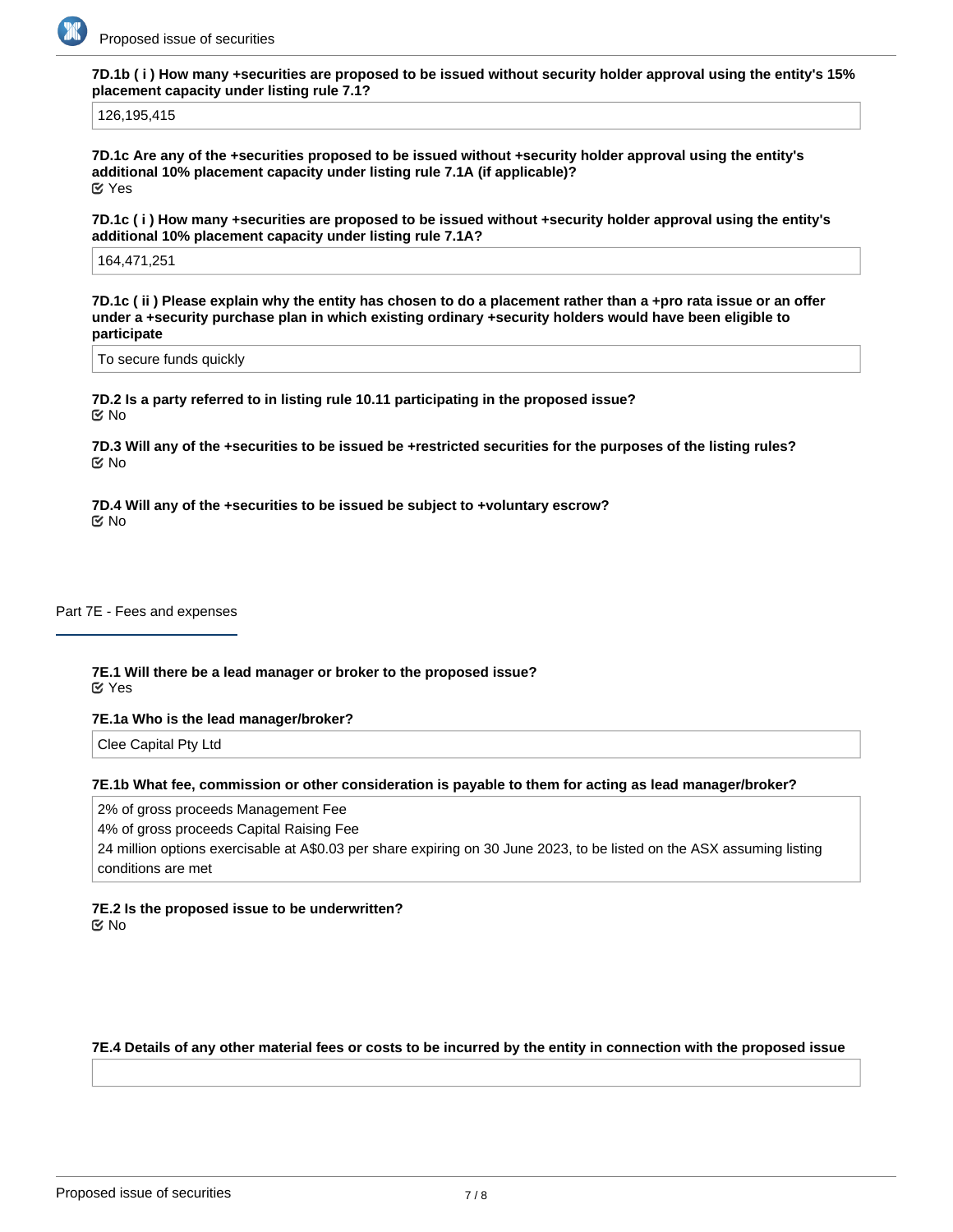**7D.1b ( i ) How many +securities are proposed to be issued without security holder approval using the entity's 15% placement capacity under listing rule 7.1?**

126,195,415

**7D.1c Are any of the +securities proposed to be issued without +security holder approval using the entity's additional 10% placement capacity under listing rule 7.1A (if applicable)?**

Yes

**7D.1c ( i ) How many +securities are proposed to be issued without +security holder approval using the entity's additional 10% placement capacity under listing rule 7.1A?**

164,471,251

**7D.1c ( ii ) Please explain why the entity has chosen to do a placement rather than a +pro rata issue or an offer under a +security purchase plan in which existing ordinary +security holders would have been eligible to participate**

To secure funds quickly

**7D.2 Is a party referred to in listing rule 10.11 participating in the proposed issue?**

No

**7D.3 Will any of the +securities to be issued be +restricted securities for the purposes of the listing rules?**

No

**7D.4 Will any of the +securities to be issued be subject to +voluntary escrow?**

No

## Part 7E - Fees and expenses

**7E.1 Will there be a lead manager or broker to the proposed issue?**

Yes

**7E.1a Who is the lead manager/broker?**

Clee Capital Pty Ltd

**7E.1b What fee, commission or other consideration is payable to them for acting as lead manager/broker?**

2% of gross proceeds Management Fee

4% of gross proceeds Capital Raising Fee

24 million options exercisable at A$0.03 per share expiring on 30 June 2023, to be listed on the ASX assuming listing conditions are met

**7E.2 Is the proposed issue to be underwritten?**

No

**7E.4 Details of any other material fees or costs to be incurred by the entity in connection with the proposed issue**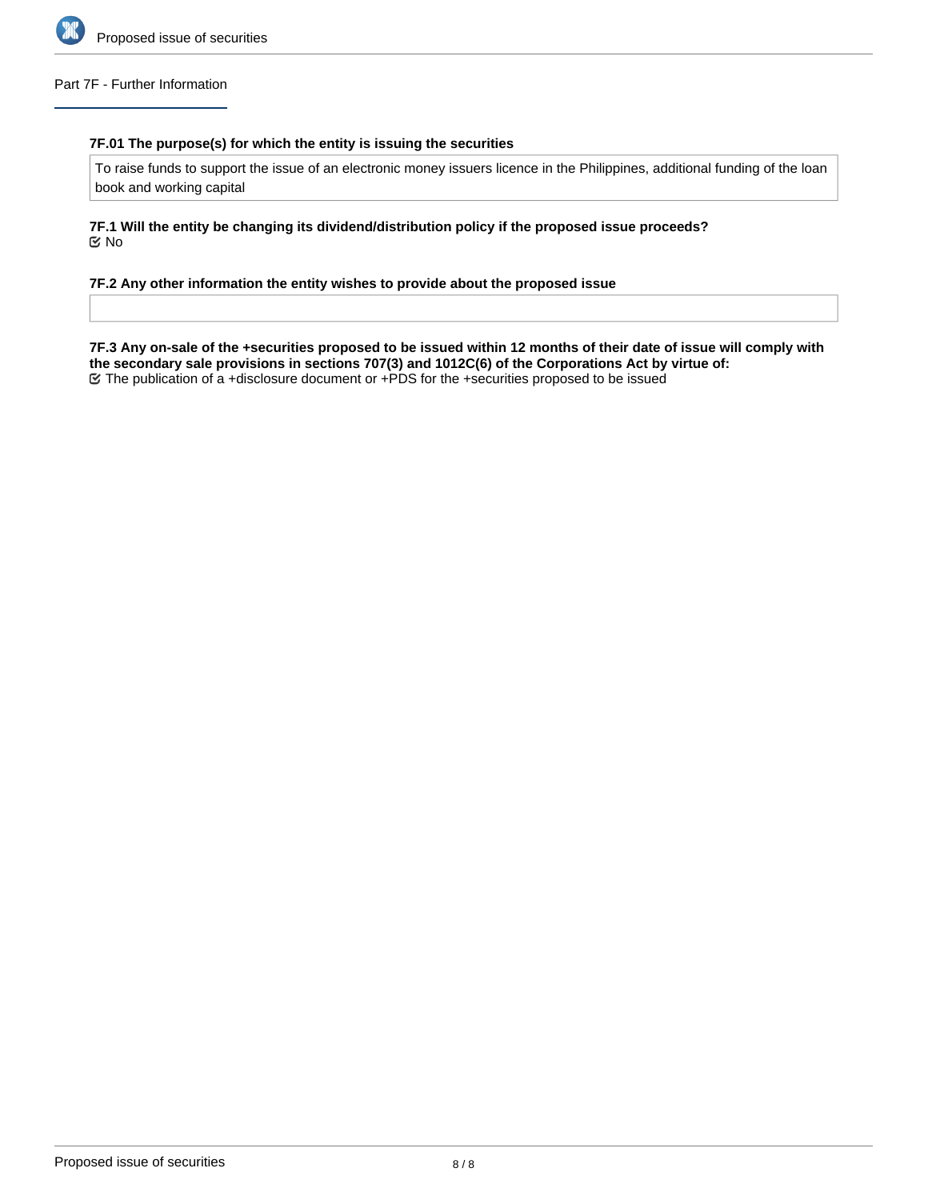## Part 7F - Further Information

**7F.01 The purpose(s) for which the entity is issuing the securities**

To raise funds to support the issue of an electronic money issuers licence in the Philippines, additional funding of the loan book and working capital

**7F.1 Will the entity be changing its dividend/distribution policy if the proposed issue proceeds?**

☑ No

**7F.2 Any other information the entity wishes to provide about the proposed issue**

**7F.3 Any on-sale of the +securities proposed to be issued within 12 months of their date of issue will comply with the secondary sale provisions in sections 707(3) and 1012C(6) of the Corporations Act by virtue of:**

☑ The publication of a +disclosure document or +PDS for the +securities proposed to be issued